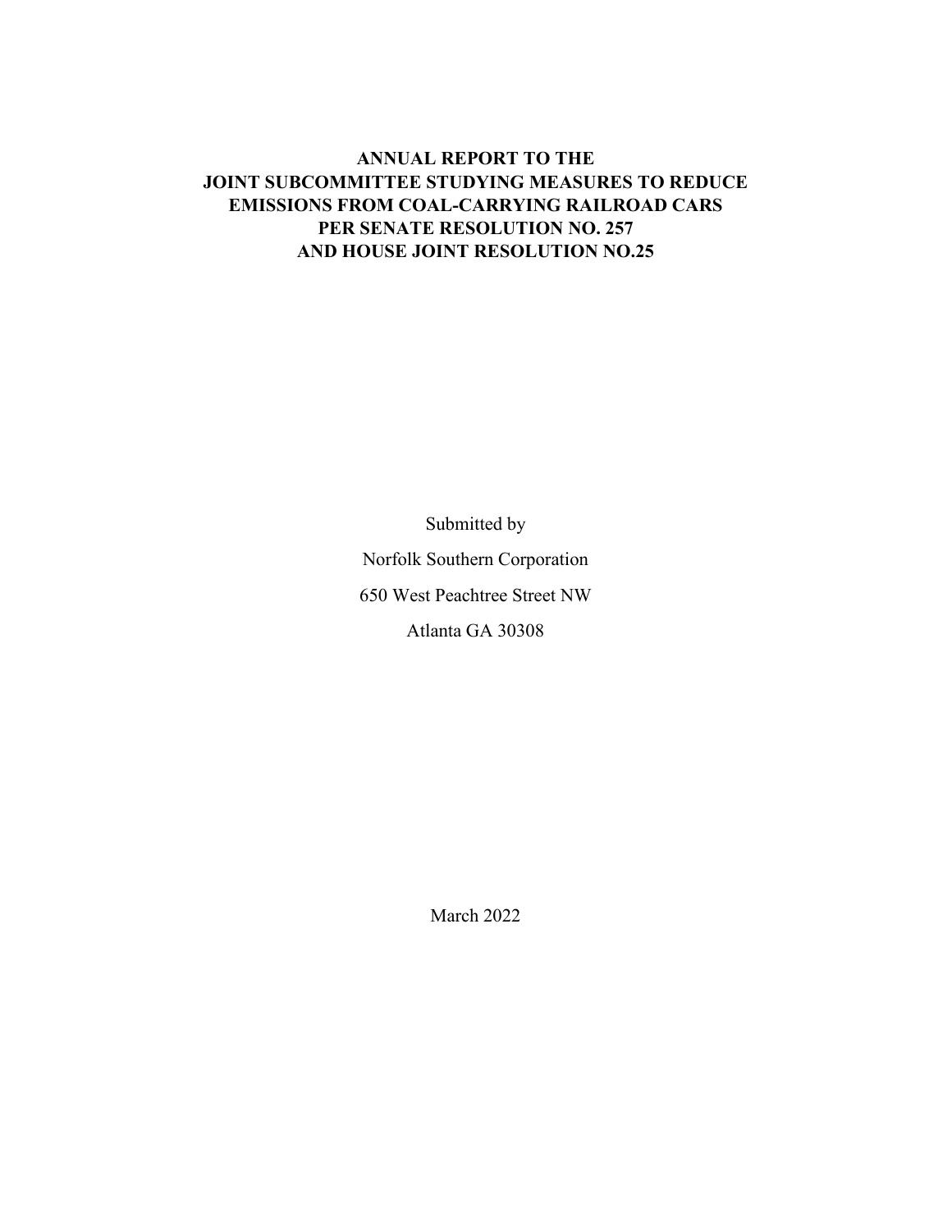# ANNUAL REPORT TO THE JOINT SUBCOMMITTEE STUDYING MEASURES TO REDUCE EMISSIONS FROM COAL-CARRYING RAILROAD CARS PER SENATE RESOLUTION NO. 257 AND HOUSE JOINT RESOLUTION NO.25

Submitted by

Norfolk Southern Corporation

650 West Peachtree Street NW

Atlanta GA 30308

March 2022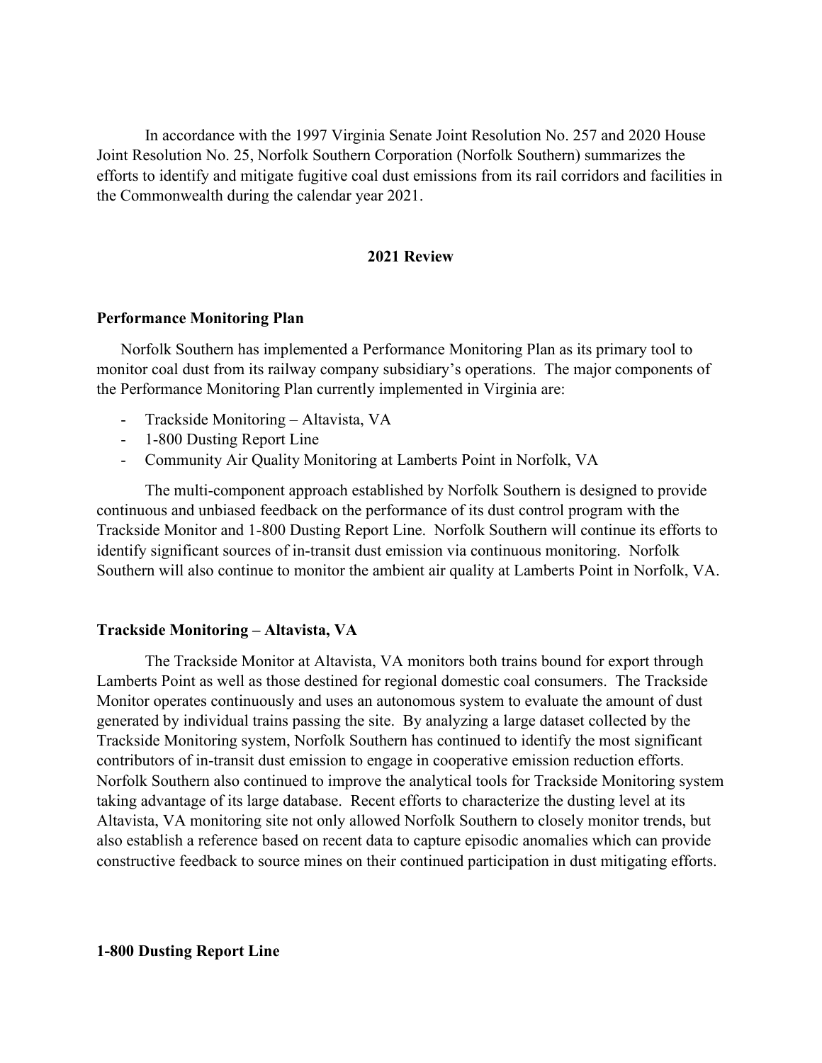In accordance with the 1997 Virginia Senate Joint Resolution No. 257 and 2020 House Joint Resolution No. 25, Norfolk Southern Corporation (Norfolk Southern) summarizes the efforts to identify and mitigate fugitive coal dust emissions from its rail corridors and facilities in the Commonwealth during the calendar year 2021.

## 2021 Review

### Performance Monitoring Plan

Norfolk Southern has implemented a Performance Monitoring Plan as its primary tool to monitor coal dust from its railway company subsidiary's operations. The major components of the Performance Monitoring Plan currently implemented in Virginia are:

- Trackside Monitoring – Altavista, VA
- 1-800 Dusting Report Line
- Community Air Quality Monitoring at Lamberts Point in Norfolk, VA

The multi-component approach established by Norfolk Southern is designed to provide continuous and unbiased feedback on the performance of its dust control program with the Trackside Monitor and 1-800 Dusting Report Line. Norfolk Southern will continue its efforts to identify significant sources of in-transit dust emission via continuous monitoring. Norfolk Southern will also continue to monitor the ambient air quality at Lamberts Point in Norfolk, VA.

### Trackside Monitoring – Altavista, VA

The Trackside Monitor at Altavista, VA monitors both trains bound for export through Lamberts Point as well as those destined for regional domestic coal consumers. The Trackside Monitor operates continuously and uses an autonomous system to evaluate the amount of dust generated by individual trains passing the site. By analyzing a large dataset collected by the Trackside Monitoring system, Norfolk Southern has continued to identify the most significant contributors of in-transit dust emission to engage in cooperative emission reduction efforts. Norfolk Southern also continued to improve the analytical tools for Trackside Monitoring system taking advantage of its large database. Recent efforts to characterize the dusting level at its Altavista, VA monitoring site not only allowed Norfolk Southern to closely monitor trends, but also establish a reference based on recent data to capture episodic anomalies which can provide constructive feedback to source mines on their continued participation in dust mitigating efforts.

### 1-800 Dusting Report Line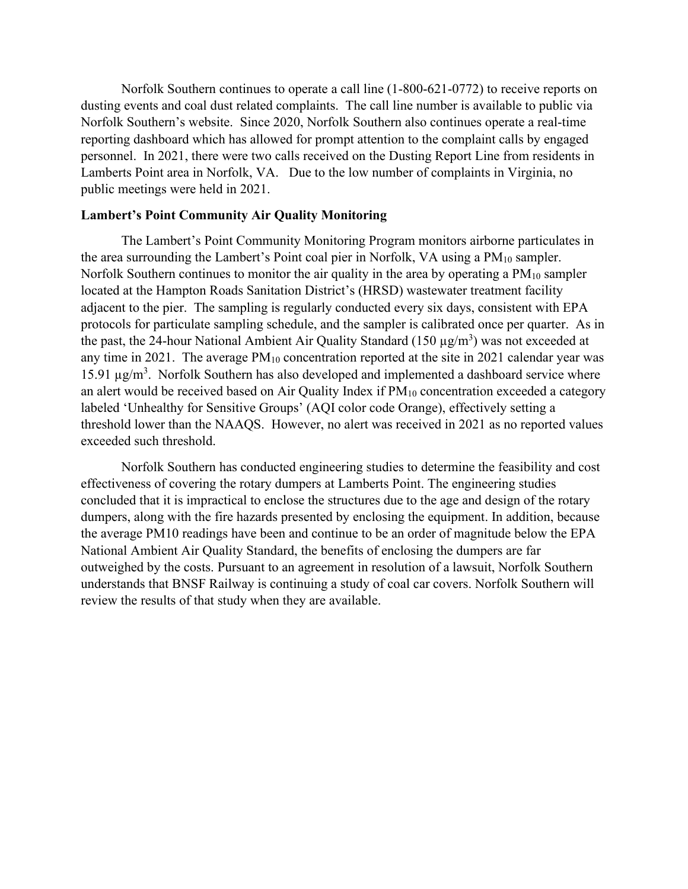Norfolk Southern continues to operate a call line (1-800-621-0772) to receive reports on dusting events and coal dust related complaints. The call line number is available to public via Norfolk Southern's website. Since 2020, Norfolk Southern also continues operate a real-time reporting dashboard which has allowed for prompt attention to the complaint calls by engaged personnel. In 2021, there were two calls received on the Dusting Report Line from residents in Lamberts Point area in Norfolk, VA. Due to the low number of complaints in Virginia, no public meetings were held in 2021.

**Lambert's Point Community Air Quality Monitoring**

The Lambert's Point Community Monitoring Program monitors airborne particulates in the area surrounding the Lambert's Point coal pier in Norfolk, VA using a $PM_{10}$ sampler. Norfolk Southern continues to monitor the air quality in the area by operating a $PM_{10}$ sampler located at the Hampton Roads Sanitation District's (HRSD) wastewater treatment facility adjacent to the pier. The sampling is regularly conducted every six days, consistent with EPA protocols for particulate sampling schedule, and the sampler is calibrated once per quarter. As in the past, the 24-hour National Ambient Air Quality Standard (150 $\mu g/m^3$) was not exceeded at any time in 2021. The average $PM_{10}$ concentration reported at the site in 2021 calendar year was 15.91 $\mu g/m^3$. Norfolk Southern has also developed and implemented a dashboard service where an alert would be received based on Air Quality Index if $PM_{10}$ concentration exceeded a category labeled 'Unhealthy for Sensitive Groups' (AQI color code Orange), effectively setting a threshold lower than the NAAQS. However, no alert was received in 2021 as no reported values exceeded such threshold.

Norfolk Southern has conducted engineering studies to determine the feasibility and cost effectiveness of covering the rotary dumpers at Lamberts Point. The engineering studies concluded that it is impractical to enclose the structures due to the age and design of the rotary dumpers, along with the fire hazards presented by enclosing the equipment. In addition, because the average PM10 readings have been and continue to be an order of magnitude below the EPA National Ambient Air Quality Standard, the benefits of enclosing the dumpers are far outweighed by the costs. Pursuant to an agreement in resolution of a lawsuit, Norfolk Southern understands that BNSF Railway is continuing a study of coal car covers. Norfolk Southern will review the results of that study when they are available.